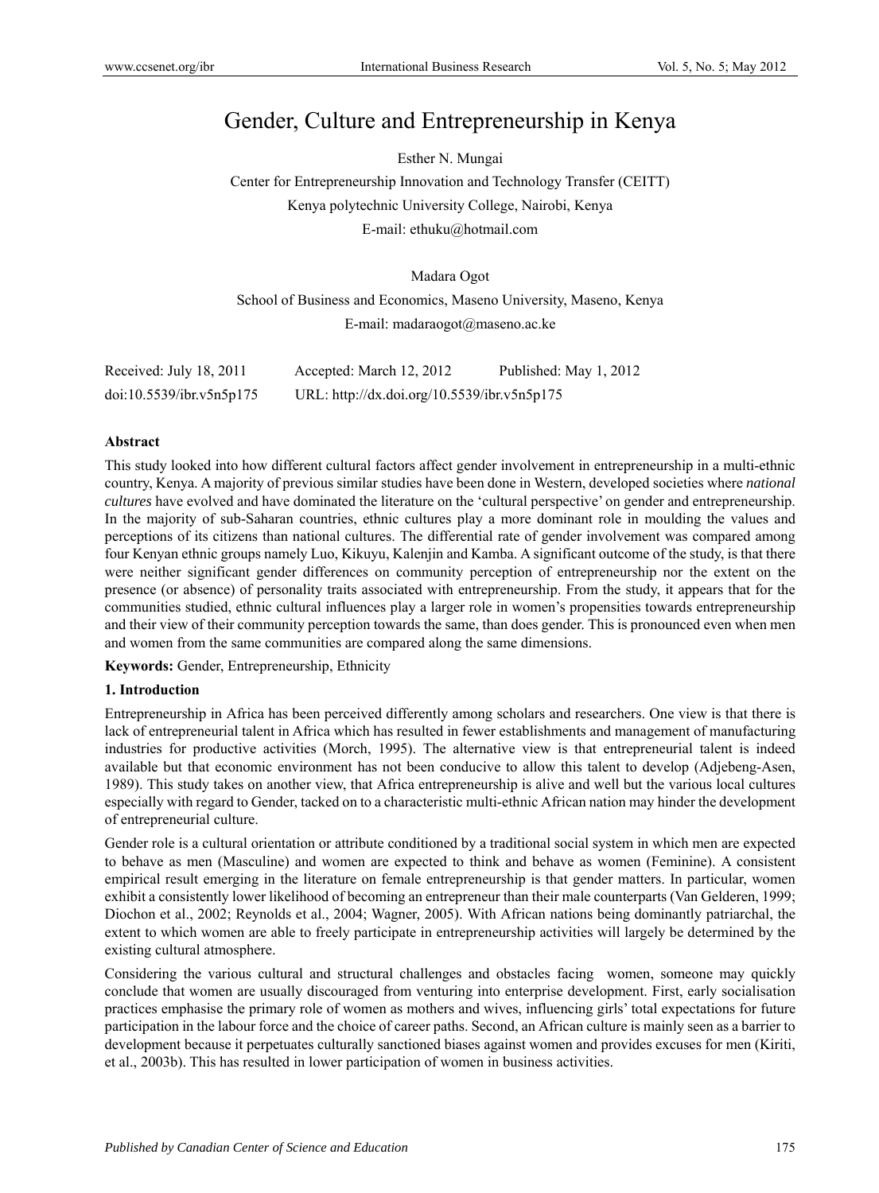# Gender, Culture and Entrepreneurship in Kenya

Esther N. Mungai

Center for Entrepreneurship Innovation and Technology Transfer (CEITT)

Kenya polytechnic University College, Nairobi, Kenya

E-mail: ethuku@hotmail.com

Madara Ogot

School of Business and Economics, Maseno University, Maseno, Kenya

E-mail: madaraogot@maseno.ac.ke

Received: July 18, 2011  Accepted: March 12, 2012  Published: May 1, 2012

doi:10.5539/ibr.v5n5p175  URL: http://dx.doi.org/10.5539/ibr.v5n5p175

**Abstract**

This study looked into how different cultural factors affect gender involvement in entrepreneurship in a multi-ethnic country, Kenya. A majority of previous similar studies have been done in Western, developed societies where *national cultures* have evolved and have dominated the literature on the 'cultural perspective' on gender and entrepreneurship. In the majority of sub-Saharan countries, ethnic cultures play a more dominant role in moulding the values and perceptions of its citizens than national cultures. The differential rate of gender involvement was compared among four Kenyan ethnic groups namely Luo, Kikuyu, Kalenjin and Kamba. A significant outcome of the study, is that there were neither significant gender differences on community perception of entrepreneurship nor the extent on the presence (or absence) of personality traits associated with entrepreneurship. From the study, it appears that for the communities studied, ethnic cultural influences play a larger role in women's propensities towards entrepreneurship and their view of their community perception towards the same, than does gender. This is pronounced even when men and women from the same communities are compared along the same dimensions.

**Keywords:** Gender, Entrepreneurship, Ethnicity

## 1. Introduction

Entrepreneurship in Africa has been perceived differently among scholars and researchers. One view is that there is lack of entrepreneurial talent in Africa which has resulted in fewer establishments and management of manufacturing industries for productive activities (Morch, 1995). The alternative view is that entrepreneurial talent is indeed available but that economic environment has not been conducive to allow this talent to develop (Adjebeng-Asen, 1989). This study takes on another view, that Africa entrepreneurship is alive and well but the various local cultures especially with regard to Gender, tacked on to a characteristic multi-ethnic African nation may hinder the development of entrepreneurial culture.

Gender role is a cultural orientation or attribute conditioned by a traditional social system in which men are expected to behave as men (Masculine) and women are expected to think and behave as women (Feminine). A consistent empirical result emerging in the literature on female entrepreneurship is that gender matters. In particular, women exhibit a consistently lower likelihood of becoming an entrepreneur than their male counterparts (Van Gelderen, 1999; Diochon et al., 2002; Reynolds et al., 2004; Wagner, 2005). With African nations being dominantly patriarchal, the extent to which women are able to freely participate in entrepreneurship activities will largely be determined by the existing cultural atmosphere.

Considering the various cultural and structural challenges and obstacles facing women, someone may quickly conclude that women are usually discouraged from venturing into enterprise development. First, early socialisation practices emphasise the primary role of women as mothers and wives, influencing girls' total expectations for future participation in the labour force and the choice of career paths. Second, an African culture is mainly seen as a barrier to development because it perpetuates culturally sanctioned biases against women and provides excuses for men (Kiriti, et al., 2003b). This has resulted in lower participation of women in business activities.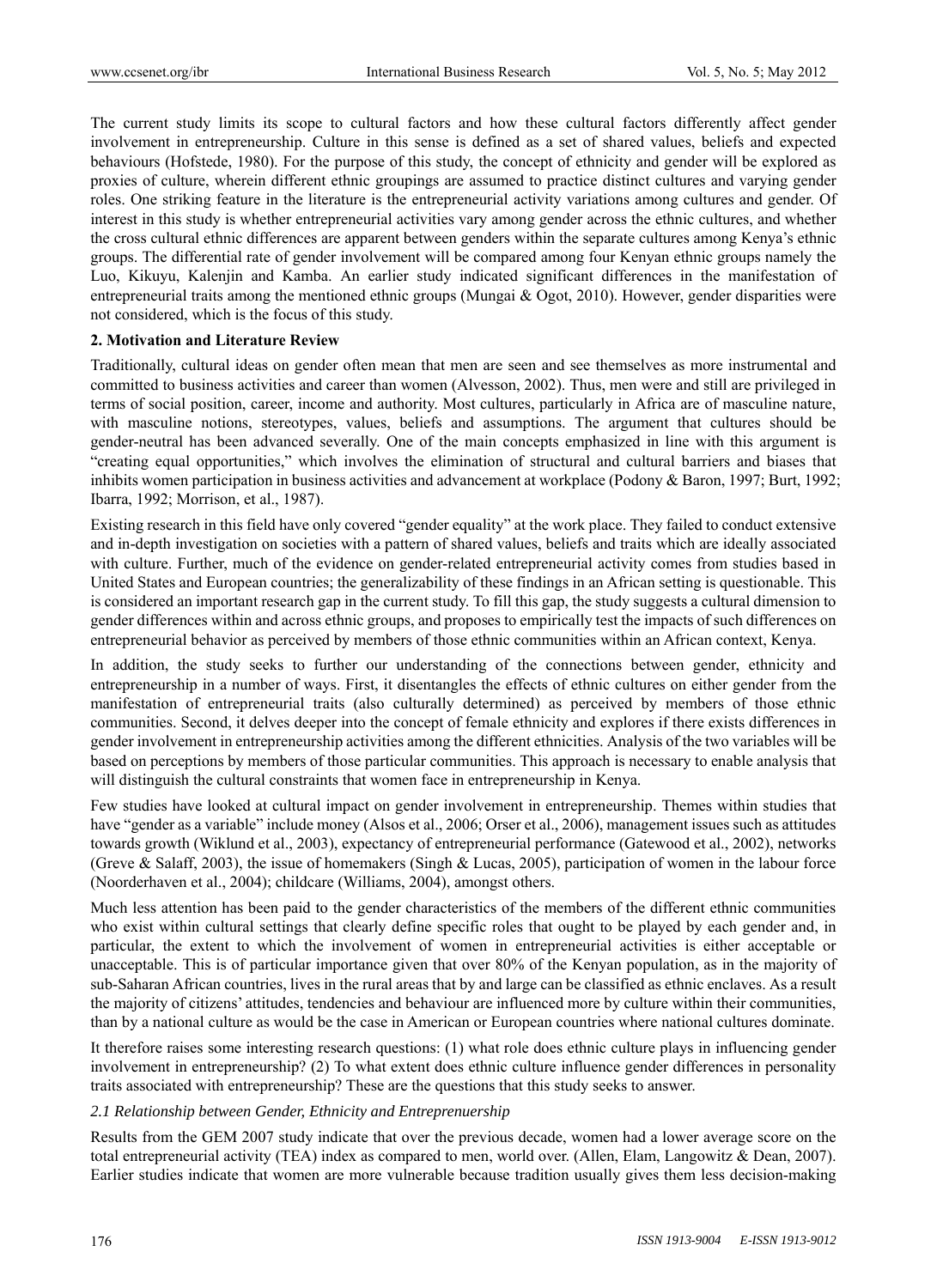The current study limits its scope to cultural factors and how these cultural factors differently affect gender involvement in entrepreneurship. Culture in this sense is defined as a set of shared values, beliefs and expected behaviours (Hofstede, 1980). For the purpose of this study, the concept of ethnicity and gender will be explored as proxies of culture, wherein different ethnic groupings are assumed to practice distinct cultures and varying gender roles. One striking feature in the literature is the entrepreneurial activity variations among cultures and gender. Of interest in this study is whether entrepreneurial activities vary among gender across the ethnic cultures, and whether the cross cultural ethnic differences are apparent between genders within the separate cultures among Kenya's ethnic groups. The differential rate of gender involvement will be compared among four Kenyan ethnic groups namely the Luo, Kikuyu, Kalenjin and Kamba. An earlier study indicated significant differences in the manifestation of entrepreneurial traits among the mentioned ethnic groups (Mungai & Ogot, 2010). However, gender disparities were not considered, which is the focus of this study.

## 2. Motivation and Literature Review

Traditionally, cultural ideas on gender often mean that men are seen and see themselves as more instrumental and committed to business activities and career than women (Alvesson, 2002). Thus, men were and still are privileged in terms of social position, career, income and authority. Most cultures, particularly in Africa are of masculine nature, with masculine notions, stereotypes, values, beliefs and assumptions. The argument that cultures should be gender-neutral has been advanced severally. One of the main concepts emphasized in line with this argument is "creating equal opportunities," which involves the elimination of structural and cultural barriers and biases that inhibits women participation in business activities and advancement at workplace (Podony & Baron, 1997; Burt, 1992; Ibarra, 1992; Morrison, et al., 1987).

Existing research in this field have only covered "gender equality" at the work place. They failed to conduct extensive and in-depth investigation on societies with a pattern of shared values, beliefs and traits which are ideally associated with culture. Further, much of the evidence on gender-related entrepreneurial activity comes from studies based in United States and European countries; the generalizability of these findings in an African setting is questionable. This is considered an important research gap in the current study. To fill this gap, the study suggests a cultural dimension to gender differences within and across ethnic groups, and proposes to empirically test the impacts of such differences on entrepreneurial behavior as perceived by members of those ethnic communities within an African context, Kenya.

In addition, the study seeks to further our understanding of the connections between gender, ethnicity and entrepreneurship in a number of ways. First, it disentangles the effects of ethnic cultures on either gender from the manifestation of entrepreneurial traits (also culturally determined) as perceived by members of those ethnic communities. Second, it delves deeper into the concept of female ethnicity and explores if there exists differences in gender involvement in entrepreneurship activities among the different ethnicities. Analysis of the two variables will be based on perceptions by members of those particular communities. This approach is necessary to enable analysis that will distinguish the cultural constraints that women face in entrepreneurship in Kenya.

Few studies have looked at cultural impact on gender involvement in entrepreneurship. Themes within studies that have "gender as a variable" include money (Alsos et al., 2006; Orser et al., 2006), management issues such as attitudes towards growth (Wiklund et al., 2003), expectancy of entrepreneurial performance (Gatewood et al., 2002), networks (Greve & Salaff, 2003), the issue of homemakers (Singh & Lucas, 2005), participation of women in the labour force (Noorderhaven et al., 2004); childcare (Williams, 2004), amongst others.

Much less attention has been paid to the gender characteristics of the members of the different ethnic communities who exist within cultural settings that clearly define specific roles that ought to be played by each gender and, in particular, the extent to which the involvement of women in entrepreneurial activities is either acceptable or unacceptable. This is of particular importance given that over 80% of the Kenyan population, as in the majority of sub-Saharan African countries, lives in the rural areas that by and large can be classified as ethnic enclaves. As a result the majority of citizens' attitudes, tendencies and behaviour are influenced more by culture within their communities, than by a national culture as would be the case in American or European countries where national cultures dominate.

It therefore raises some interesting research questions: (1) what role does ethnic culture plays in influencing gender involvement in entrepreneurship? (2) To what extent does ethnic culture influence gender differences in personality traits associated with entrepreneurship? These are the questions that this study seeks to answer.

### *2.1 Relationship between Gender, Ethnicity and Entreprenuership*

Results from the GEM 2007 study indicate that over the previous decade, women had a lower average score on the total entrepreneurial activity (TEA) index as compared to men, world over. (Allen, Elam, Langowitz & Dean, 2007). Earlier studies indicate that women are more vulnerable because tradition usually gives them less decision-making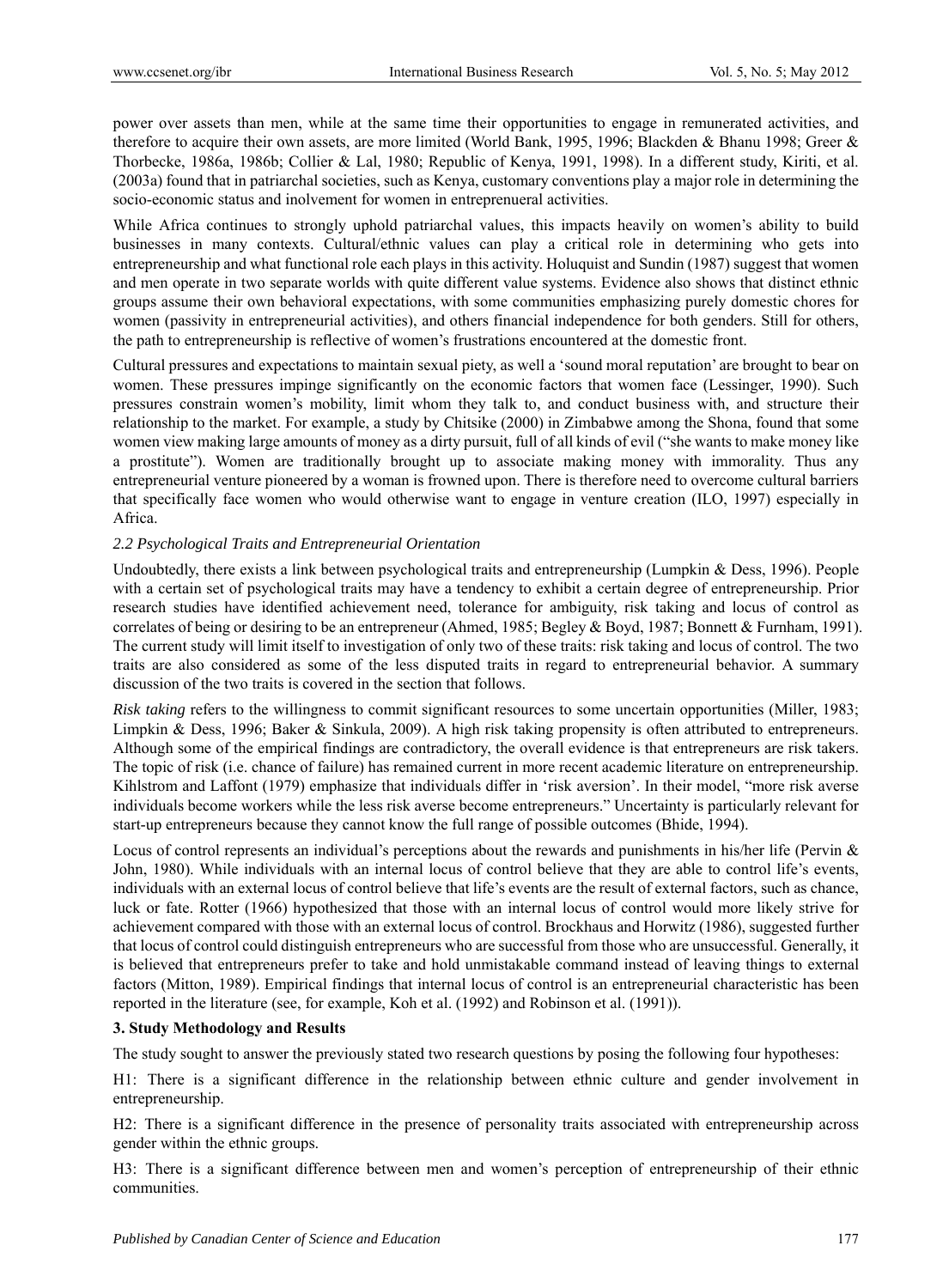power over assets than men, while at the same time their opportunities to engage in remunerated activities, and therefore to acquire their own assets, are more limited (World Bank, 1995, 1996; Blackden & Bhanu 1998; Greer & Thorbecke, 1986a, 1986b; Collier & Lal, 1980; Republic of Kenya, 1991, 1998). In a different study, Kiriti, et al. (2003a) found that in patriarchal societies, such as Kenya, customary conventions play a major role in determining the socio-economic status and inolvement for women in entreprenueral activities.

While Africa continues to strongly uphold patriarchal values, this impacts heavily on women's ability to build businesses in many contexts. Cultural/ethnic values can play a critical role in determining who gets into entrepreneurship and what functional role each plays in this activity. Holuquist and Sundin (1987) suggest that women and men operate in two separate worlds with quite different value systems. Evidence also shows that distinct ethnic groups assume their own behavioral expectations, with some communities emphasizing purely domestic chores for women (passivity in entrepreneurial activities), and others financial independence for both genders. Still for others, the path to entrepreneurship is reflective of women's frustrations encountered at the domestic front.

Cultural pressures and expectations to maintain sexual piety, as well a 'sound moral reputation' are brought to bear on women. These pressures impinge significantly on the economic factors that women face (Lessinger, 1990). Such pressures constrain women's mobility, limit whom they talk to, and conduct business with, and structure their relationship to the market. For example, a study by Chitsike (2000) in Zimbabwe among the Shona, found that some women view making large amounts of money as a dirty pursuit, full of all kinds of evil ("she wants to make money like a prostitute"). Women are traditionally brought up to associate making money with immorality. Thus any entrepreneurial venture pioneered by a woman is frowned upon. There is therefore need to overcome cultural barriers that specifically face women who would otherwise want to engage in venture creation (ILO, 1997) especially in Africa.

### *2.2 Psychological Traits and Entrepreneurial Orientation*

Undoubtedly, there exists a link between psychological traits and entrepreneurship (Lumpkin & Dess, 1996). People with a certain set of psychological traits may have a tendency to exhibit a certain degree of entrepreneurship. Prior research studies have identified achievement need, tolerance for ambiguity, risk taking and locus of control as correlates of being or desiring to be an entrepreneur (Ahmed, 1985; Begley & Boyd, 1987; Bonnett & Furnham, 1991). The current study will limit itself to investigation of only two of these traits: risk taking and locus of control. The two traits are also considered as some of the less disputed traits in regard to entrepreneurial behavior. A summary discussion of the two traits is covered in the section that follows.

*Risk taking* refers to the willingness to commit significant resources to some uncertain opportunities (Miller, 1983; Limpkin & Dess, 1996; Baker & Sinkula, 2009). A high risk taking propensity is often attributed to entrepreneurs. Although some of the empirical findings are contradictory, the overall evidence is that entrepreneurs are risk takers. The topic of risk (i.e. chance of failure) has remained current in more recent academic literature on entrepreneurship. Kihlstrom and Laffont (1979) emphasize that individuals differ in 'risk aversion'. In their model, "more risk averse individuals become workers while the less risk averse become entrepreneurs." Uncertainty is particularly relevant for start-up entrepreneurs because they cannot know the full range of possible outcomes (Bhide, 1994).

Locus of control represents an individual's perceptions about the rewards and punishments in his/her life (Pervin & John, 1980). While individuals with an internal locus of control believe that they are able to control life's events, individuals with an external locus of control believe that life's events are the result of external factors, such as chance, luck or fate. Rotter (1966) hypothesized that those with an internal locus of control would more likely strive for achievement compared with those with an external locus of control. Brockhaus and Horwitz (1986), suggested further that locus of control could distinguish entrepreneurs who are successful from those who are unsuccessful. Generally, it is believed that entrepreneurs prefer to take and hold unmistakable command instead of leaving things to external factors (Mitton, 1989). Empirical findings that internal locus of control is an entrepreneurial characteristic has been reported in the literature (see, for example, Koh et al. (1992) and Robinson et al. (1991)).

## **3. Study Methodology and Results**

The study sought to answer the previously stated two research questions by posing the following four hypotheses:

H1: There is a significant difference in the relationship between ethnic culture and gender involvement in entrepreneurship.

H2: There is a significant difference in the presence of personality traits associated with entrepreneurship across gender within the ethnic groups.

H3: There is a significant difference between men and women's perception of entrepreneurship of their ethnic communities.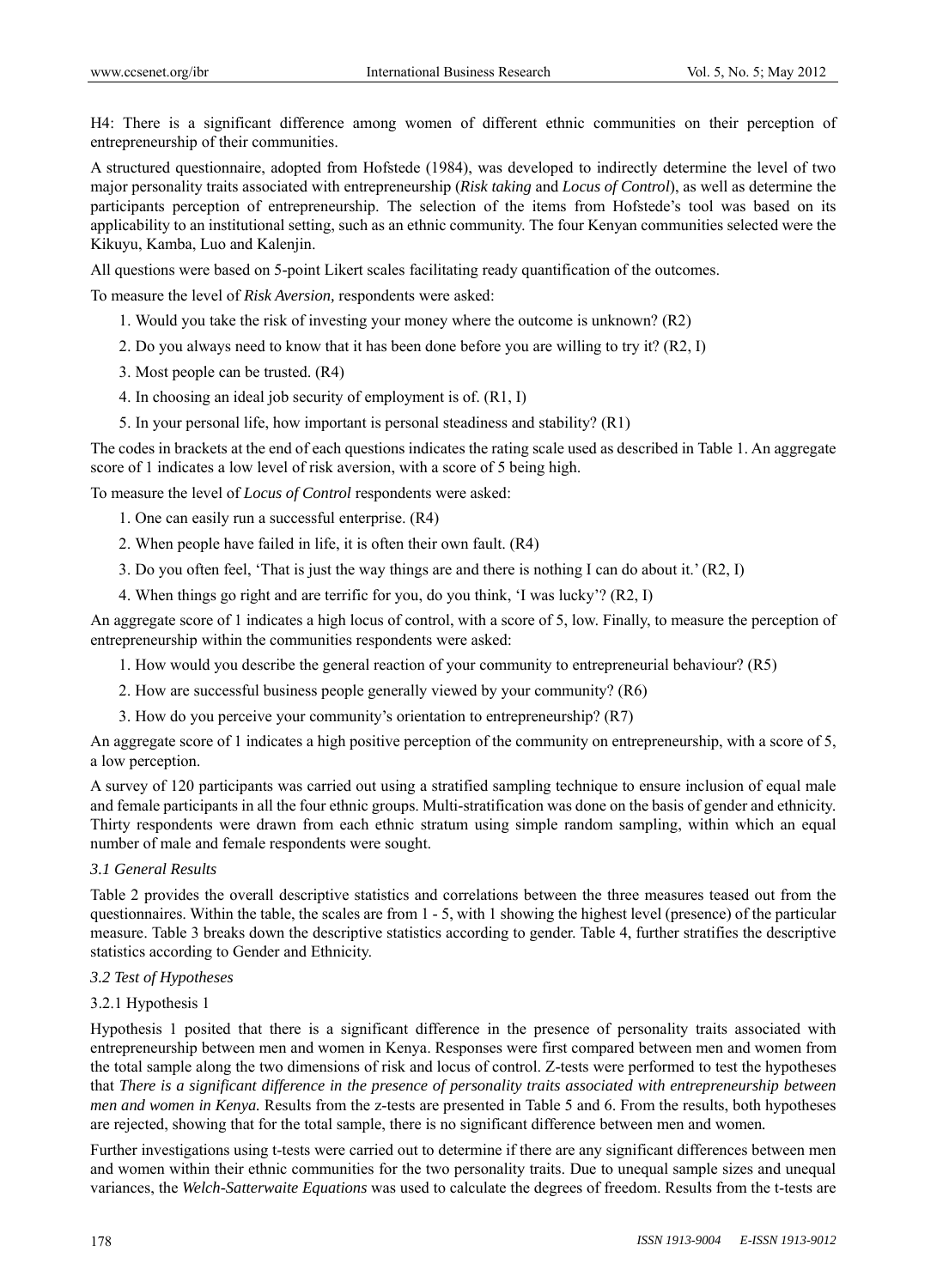H4: There is a significant difference among women of different ethnic communities on their perception of entrepreneurship of their communities.

A structured questionnaire, adopted from Hofstede (1984), was developed to indirectly determine the level of two major personality traits associated with entrepreneurship (*Risk taking* and *Locus of Control*), as well as determine the participants perception of entrepreneurship. The selection of the items from Hofstede's tool was based on its applicability to an institutional setting, such as an ethnic community. The four Kenyan communities selected were the Kikuyu, Kamba, Luo and Kalenjin.

All questions were based on 5-point Likert scales facilitating ready quantification of the outcomes.

To measure the level of *Risk Aversion,* respondents were asked:

1. Would you take the risk of investing your money where the outcome is unknown? (R2)
2. Do you always need to know that it has been done before you are willing to try it? (R2, I)
3. Most people can be trusted. (R4)
4. In choosing an ideal job security of employment is of. (R1, I)
5. In your personal life, how important is personal steadiness and stability? (R1)

The codes in brackets at the end of each questions indicates the rating scale used as described in Table 1. An aggregate score of 1 indicates a low level of risk aversion, with a score of 5 being high.

To measure the level of *Locus of Control* respondents were asked:

1. One can easily run a successful enterprise. (R4)
2. When people have failed in life, it is often their own fault. (R4)
3. Do you often feel, 'That is just the way things are and there is nothing I can do about it.' (R2, I)
4. When things go right and are terrific for you, do you think, 'I was lucky'? (R2, I)

An aggregate score of 1 indicates a high locus of control, with a score of 5, low. Finally, to measure the perception of entrepreneurship within the communities respondents were asked:

1. How would you describe the general reaction of your community to entrepreneurial behaviour? (R5)
2. How are successful business people generally viewed by your community? (R6)
3. How do you perceive your community's orientation to entrepreneurship? (R7)

An aggregate score of 1 indicates a high positive perception of the community on entrepreneurship, with a score of 5, a low perception.

A survey of 120 participants was carried out using a stratified sampling technique to ensure inclusion of equal male and female participants in all the four ethnic groups. Multi-stratification was done on the basis of gender and ethnicity. Thirty respondents were drawn from each ethnic stratum using simple random sampling, within which an equal number of male and female respondents were sought.

### *3.1 General Results*

Table 2 provides the overall descriptive statistics and correlations between the three measures teased out from the questionnaires. Within the table, the scales are from 1 - 5, with 1 showing the highest level (presence) of the particular measure. Table 3 breaks down the descriptive statistics according to gender. Table 4, further stratifies the descriptive statistics according to Gender and Ethnicity.

### *3.2 Test of Hypotheses*

#### 3.2.1 Hypothesis 1

Hypothesis 1 posited that there is a significant difference in the presence of personality traits associated with entrepreneurship between men and women in Kenya. Responses were first compared between men and women from the total sample along the two dimensions of risk and locus of control. Z-tests were performed to test the hypotheses that *There is a significant difference in the presence of personality traits associated with entrepreneurship between men and women in Kenya.* Results from the z-tests are presented in Table 5 and 6. From the results, both hypotheses are rejected, showing that for the total sample, there is no significant difference between men and women.

Further investigations using t-tests were carried out to determine if there are any significant differences between men and women within their ethnic communities for the two personality traits. Due to unequal sample sizes and unequal variances, the *Welch-Satterwaite Equations* was used to calculate the degrees of freedom. Results from the t-tests are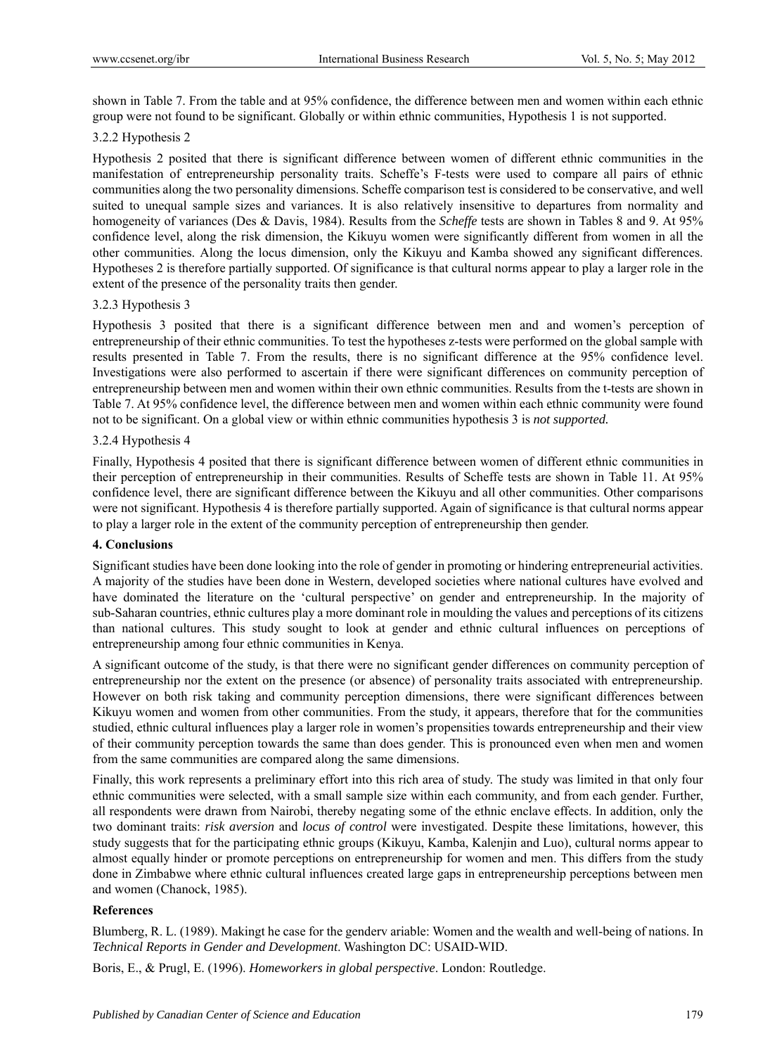shown in Table 7. From the table and at 95% confidence, the difference between men and women within each ethnic group were not found to be significant. Globally or within ethnic communities, Hypothesis 1 is not supported.

### 3.2.2 Hypothesis 2

Hypothesis 2 posited that there is significant difference between women of different ethnic communities in the manifestation of entrepreneurship personality traits. Scheffe's F-tests were used to compare all pairs of ethnic communities along the two personality dimensions. Scheffe comparison test is considered to be conservative, and well suited to unequal sample sizes and variances. It is also relatively insensitive to departures from normality and homogeneity of variances (Des & Davis, 1984). Results from the *Scheffe* tests are shown in Tables 8 and 9. At 95% confidence level, along the risk dimension, the Kikuyu women were significantly different from women in all the other communities. Along the locus dimension, only the Kikuyu and Kamba showed any significant differences. Hypotheses 2 is therefore partially supported. Of significance is that cultural norms appear to play a larger role in the extent of the presence of the personality traits then gender.

### 3.2.3 Hypothesis 3

Hypothesis 3 posited that there is a significant difference between men and and women's perception of entrepreneurship of their ethnic communities. To test the hypotheses z-tests were performed on the global sample with results presented in Table 7. From the results, there is no significant difference at the 95% confidence level. Investigations were also performed to ascertain if there were significant differences on community perception of entrepreneurship between men and women within their own ethnic communities. Results from the t-tests are shown in Table 7. At 95% confidence level, the difference between men and women within each ethnic community were found not to be significant. On a global view or within ethnic communities hypothesis 3 is ***not supported.***

### 3.2.4 Hypothesis 4

Finally, Hypothesis 4 posited that there is significant difference between women of different ethnic communities in their perception of entrepreneurship in their communities. Results of Scheffe tests are shown in Table 11. At 95% confidence level, there are significant difference between the Kikuyu and all other communities. Other comparisons were not significant. Hypothesis 4 is therefore partially supported. Again of significance is that cultural norms appear to play a larger role in the extent of the community perception of entrepreneurship then gender.

## 4. Conclusions

Significant studies have been done looking into the role of gender in promoting or hindering entrepreneurial activities. A majority of the studies have been done in Western, developed societies where national cultures have evolved and have dominated the literature on the 'cultural perspective' on gender and entrepreneurship. In the majority of sub-Saharan countries, ethnic cultures play a more dominant role in moulding the values and perceptions of its citizens than national cultures. This study sought to look at gender and ethnic cultural influences on perceptions of entrepreneurship among four ethnic communities in Kenya.

A significant outcome of the study, is that there were no significant gender differences on community perception of entrepreneurship nor the extent on the presence (or absence) of personality traits associated with entrepreneurship. However on both risk taking and community perception dimensions, there were significant differences between Kikuyu women and women from other communities. From the study, it appears, therefore that for the communities studied, ethnic cultural influences play a larger role in women's propensities towards entrepreneurship and their view of their community perception towards the same than does gender. This is pronounced even when men and women from the same communities are compared along the same dimensions.

Finally, this work represents a preliminary effort into this rich area of study. The study was limited in that only four ethnic communities were selected, with a small sample size within each community, and from each gender. Further, all respondents were drawn from Nairobi, thereby negating some of the ethnic enclave effects. In addition, only the two dominant traits: *risk aversion* and *locus of control* were investigated. Despite these limitations, however, this study suggests that for the participating ethnic groups (Kikuyu, Kamba, Kalenjin and Luo), cultural norms appear to almost equally hinder or promote perceptions on entrepreneurship for women and men. This differs from the study done in Zimbabwe where ethnic cultural influences created large gaps in entrepreneurship perceptions between men and women (Chanock, 1985).

## References

Blumberg, R. L. (1989). Makingt he case for the genderv ariable: Women and the wealth and well-being of nations. In *Technical Reports in Gender and Development*. Washington DC: USAID-WID.

Boris, E., & Prugl, E. (1996). *Homeworkers in global perspective*. London: Routledge.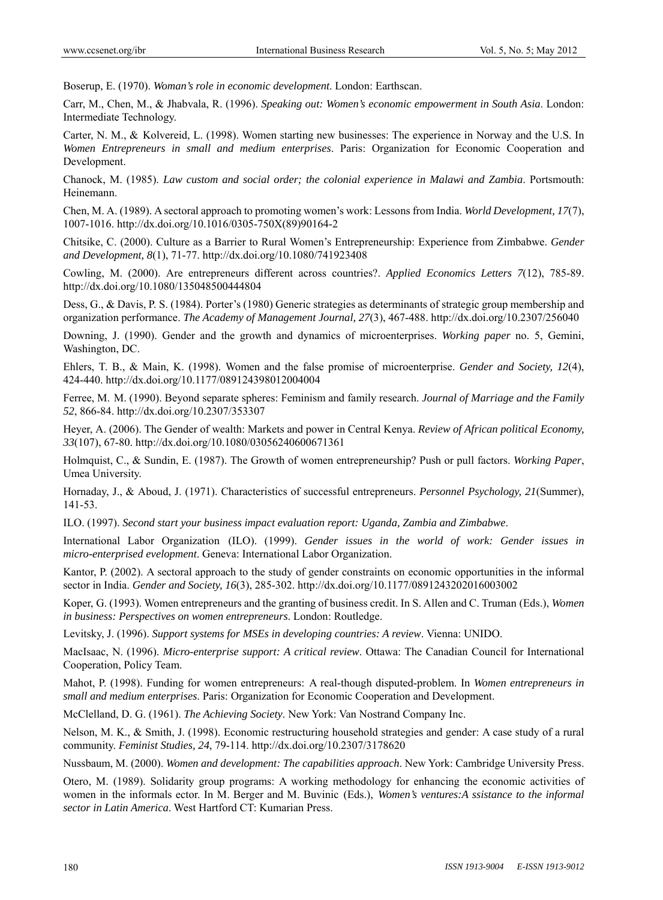Boserup, E. (1970). *Woman's role in economic development*. London: Earthscan.

Carr, M., Chen, M., & Jhabvala, R. (1996). *Speaking out: Women's economic empowerment in South Asia*. London: Intermediate Technology.

Carter, N. M., & Kolvereid, L. (1998). Women starting new businesses: The experience in Norway and the U.S. In *Women Entrepreneurs in small and medium enterprises*. Paris: Organization for Economic Cooperation and Development.

Chanock, M. (1985). *Law custom and social order; the colonial experience in Malawi and Zambia*. Portsmouth: Heinemann.

Chen, M. A. (1989). A sectoral approach to promoting women's work: Lessons from India. *World Development, 17*(7), 1007-1016. http://dx.doi.org/10.1016/0305-750X(89)90164-2

Chitsike, C. (2000). Culture as a Barrier to Rural Women's Entrepreneurship: Experience from Zimbabwe. *Gender and Development, 8*(1), 71-77. http://dx.doi.org/10.1080/741923408

Cowling, M. (2000). Are entrepreneurs different across countries?. *Applied Economics Letters 7*(12), 785-89. http://dx.doi.org/10.1080/135048500444804

Dess, G., & Davis, P. S. (1984). Porter's (1980) Generic strategies as determinants of strategic group membership and organization performance. *The Academy of Management Journal, 27*(3), 467-488. http://dx.doi.org/10.2307/256040

Downing, J. (1990). Gender and the growth and dynamics of microenterprises. *Working paper* no. 5, Gemini, Washington, DC.

Ehlers, T. B., & Main, K. (1998). Women and the false promise of microenterprise. *Gender and Society, 12*(4), 424-440. http://dx.doi.org/10.1177/089124398012004004

Ferree, M. M. (1990). Beyond separate spheres: Feminism and family research. *Journal of Marriage and the Family 52*, 866-84. http://dx.doi.org/10.2307/353307

Heyer, A. (2006). The Gender of wealth: Markets and power in Central Kenya. *Review of African political Economy, 33*(107), 67-80. http://dx.doi.org/10.1080/03056240600671361

Holmquist, C., & Sundin, E. (1987). The Growth of women entrepreneurship? Push or pull factors. *Working Paper*, Umea University.

Hornaday, J., & Aboud, J. (1971). Characteristics of successful entrepreneurs. *Personnel Psychology, 21*(Summer), 141-53.

ILO. (1997). *Second start your business impact evaluation report: Uganda, Zambia and Zimbabwe*.

International Labor Organization (ILO). (1999). *Gender issues in the world of work: Gender issues in micro-enterprised evelopment*. Geneva: International Labor Organization.

Kantor, P. (2002). A sectoral approach to the study of gender constraints on economic opportunities in the informal sector in India. *Gender and Society, 16*(3), 285-302. http://dx.doi.org/10.1177/0891243202016003002

Koper, G. (1993). Women entrepreneurs and the granting of business credit. In S. Allen and C. Truman (Eds.), *Women in business: Perspectives on women entrepreneurs*. London: Routledge.

Levitsky, J. (1996). *Support systems for MSEs in developing countries: A review*. Vienna: UNIDO.

MacIsaac, N. (1996). *Micro-enterprise support: A critical review*. Ottawa: The Canadian Council for International Cooperation, Policy Team.

Mahot, P. (1998). Funding for women entrepreneurs: A real-though disputed-problem. In *Women entrepreneurs in small and medium enterprises*. Paris: Organization for Economic Cooperation and Development.

McClelland, D. G. (1961). *The Achieving Society*. New York: Van Nostrand Company Inc.

Nelson, M. K., & Smith, J. (1998). Economic restructuring household strategies and gender: A case study of a rural community. *Feminist Studies, 24*, 79-114. http://dx.doi.org/10.2307/3178620

Nussbaum, M. (2000). *Women and development: The capabilities approach*. New York: Cambridge University Press.

Otero, M. (1989). Solidarity group programs: A working methodology for enhancing the economic activities of women in the informals ector. In M. Berger and M. Buvinic (Eds.), *Women's ventures:A ssistance to the informal sector in Latin America*. West Hartford CT: Kumarian Press.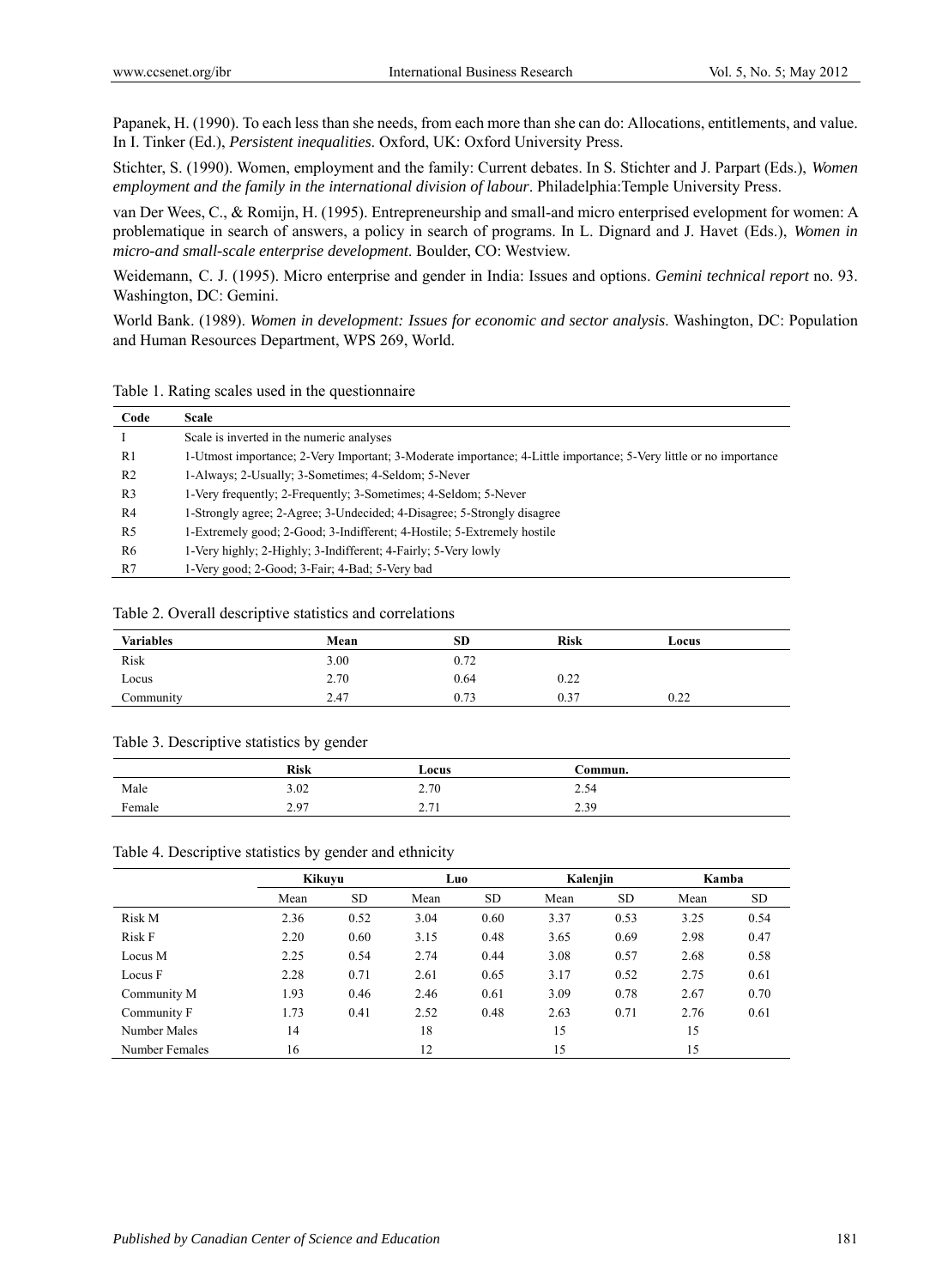Papanek, H. (1990). To each less than she needs, from each more than she can do: Allocations, entitlements, and value. In I. Tinker (Ed.), *Persistent inequalities*. Oxford, UK: Oxford University Press.

Stichter, S. (1990). Women, employment and the family: Current debates. In S. Stichter and J. Parpart (Eds.), *Women employment and the family in the international division of labour*. Philadelphia:Temple University Press.

van Der Wees, C., & Romijn, H. (1995). Entrepreneurship and small-and micro enterprised evelopment for women: A problematique in search of answers, a policy in search of programs. In L. Dignard and J. Havet (Eds.), *Women in micro-and small-scale enterprise development*. Boulder, CO: Westview.

Weidemann, C. J. (1995). Micro enterprise and gender in India: Issues and options. *Gemini technical report* no. 93. Washington, DC: Gemini.

World Bank. (1989). *Women in development: Issues for economic and sector analysis*. Washington, DC: Population and Human Resources Department, WPS 269, World.

Table 1. Rating scales used in the questionnaire

| Code | Scale |
|---|---|
| I | Scale is inverted in the numeric analyses |
| R1 | 1-Utmost importance; 2-Very Important; 3-Moderate importance; 4-Little importance; 5-Very little or no importance |
| R2 | 1-Always; 2-Usually; 3-Sometimes; 4-Seldom; 5-Never |
| R3 | 1-Very frequently; 2-Frequently; 3-Sometimes; 4-Seldom; 5-Never |
| R4 | 1-Strongly agree; 2-Agree; 3-Undecided; 4-Disagree; 5-Strongly disagree |
| R5 | 1-Extremely good; 2-Good; 3-Indifferent; 4-Hostile; 5-Extremely hostile |
| R6 | 1-Very highly; 2-Highly; 3-Indifferent; 4-Fairly; 5-Very lowly |
| R7 | 1-Very good; 2-Good; 3-Fair; 4-Bad; 5-Very bad |

Table 2. Overall descriptive statistics and correlations

| Variables | Mean | SD | Risk | Locus |
|---|---|---|---|---|
| Risk | 3.00 | 0.72 | | |
| Locus | 2.70 | 0.64 | 0.22 | |
| Community | 2.47 | 0.73 | 0.37 | 0.22 |

Table 3. Descriptive statistics by gender

| | Risk | Locus | Commun. |
|---|---|---|---|
| Male | 3.02 | 2.70 | 2.54 |
| Female | 2.97 | 2.71 | 2.39 |

Table 4. Descriptive statistics by gender and ethnicity

| | Kikuyu | | Luo | | Kalenjin | | Kamba | |
|---|---|---|---|---|---|---|---|---|
| | Mean | SD | Mean | SD | Mean | SD | Mean | SD |
| Risk M | 2.36 | 0.52 | 3.04 | 0.60 | 3.37 | 0.53 | 3.25 | 0.54 |
| Risk F | 2.20 | 0.60 | 3.15 | 0.48 | 3.65 | 0.69 | 2.98 | 0.47 |
| Locus M | 2.25 | 0.54 | 2.74 | 0.44 | 3.08 | 0.57 | 2.68 | 0.58 |
| Locus F | 2.28 | 0.71 | 2.61 | 0.65 | 3.17 | 0.52 | 2.75 | 0.61 |
| Community M | 1.93 | 0.46 | 2.46 | 0.61 | 3.09 | 0.78 | 2.67 | 0.70 |
| Community F | 1.73 | 0.41 | 2.52 | 0.48 | 2.63 | 0.71 | 2.76 | 0.61 |
| Number Males | 14 | | 18 | | 15 | | 15 | |
| Number Females | 16 | | 12 | | 15 | | 15 | |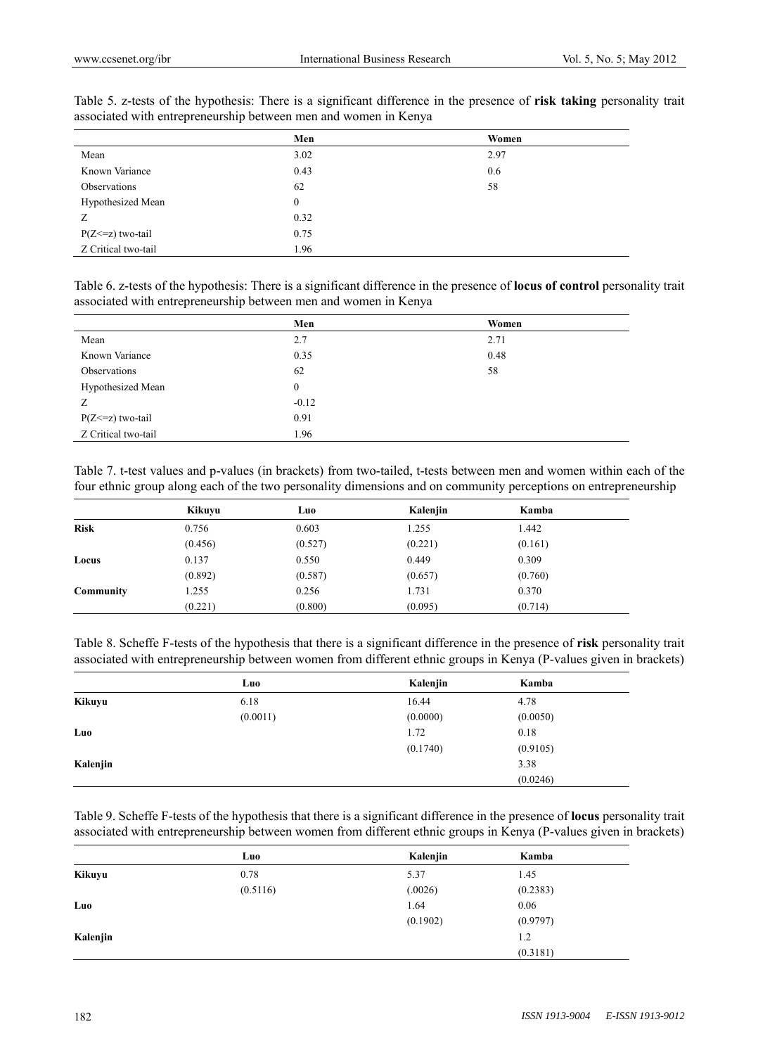Table 5. z-tests of the hypothesis: There is a significant difference in the presence of **risk taking** personality trait associated with entrepreneurship between men and women in Kenya

| | Men | Women |
|---|---|---|
| Mean | 3.02 | 2.97 |
| Known Variance | 0.43 | 0.6 |
| Observations | 62 | 58 |
| Hypothesized Mean | 0 | |
| Z | 0.32 | |
| P(Z<=z) two-tail | 0.75 | |
| Z Critical two-tail | 1.96 | |

Table 6. z-tests of the hypothesis: There is a significant difference in the presence of **locus of control** personality trait associated with entrepreneurship between men and women in Kenya

| | Men | Women |
|---|---|---|
| Mean | 2.7 | 2.71 |
| Known Variance | 0.35 | 0.48 |
| Observations | 62 | 58 |
| Hypothesized Mean | 0 | |
| Z | -0.12 | |
| P(Z<=z) two-tail | 0.91 | |
| Z Critical two-tail | 1.96 | |

Table 7. t-test values and p-values (in brackets) from two-tailed, t-tests between men and women within each of the four ethnic group along each of the two personality dimensions and on community perceptions on entrepreneurship

| | Kikuyu | Luo | Kalenjin | Kamba |
|---|---|---|---|---|
| **Risk** | 0.756 | 0.603 | 1.255 | 1.442 |
| | (0.456) | (0.527) | (0.221) | (0.161) |
| **Locus** | 0.137 | 0.550 | 0.449 | 0.309 |
| | (0.892) | (0.587) | (0.657) | (0.760) |
| **Community** | 1.255 | 0.256 | 1.731 | 0.370 |
| | (0.221) | (0.800) | (0.095) | (0.714) |

Table 8. Scheffe F-tests of the hypothesis that there is a significant difference in the presence of **risk** personality trait associated with entrepreneurship between women from different ethnic groups in Kenya (P-values given in brackets)

| | Luo | Kalenjin | Kamba |
|---|---|---|---|
| **Kikuyu** | 6.18 | 16.44 | 4.78 |
| | (0.0011) | (0.0000) | (0.0050) |
| **Luo** | | 1.72 | 0.18 |
| | | (0.1740) | (0.9105) |
| **Kalenjin** | | | 3.38 |
| | | | (0.0246) |

Table 9. Scheffe F-tests of the hypothesis that there is a significant difference in the presence of **locus** personality trait associated with entrepreneurship between women from different ethnic groups in Kenya (P-values given in brackets)

| | Luo | Kalenjin | Kamba |
|---|---|---|---|
| **Kikuyu** | 0.78 | 5.37 | 1.45 |
| | (0.5116) | (.0026) | (0.2383) |
| **Luo** | | 1.64 | 0.06 |
| | | (0.1902) | (0.9797) |
| **Kalenjin** | | | 1.2 |
| | | | (0.3181) |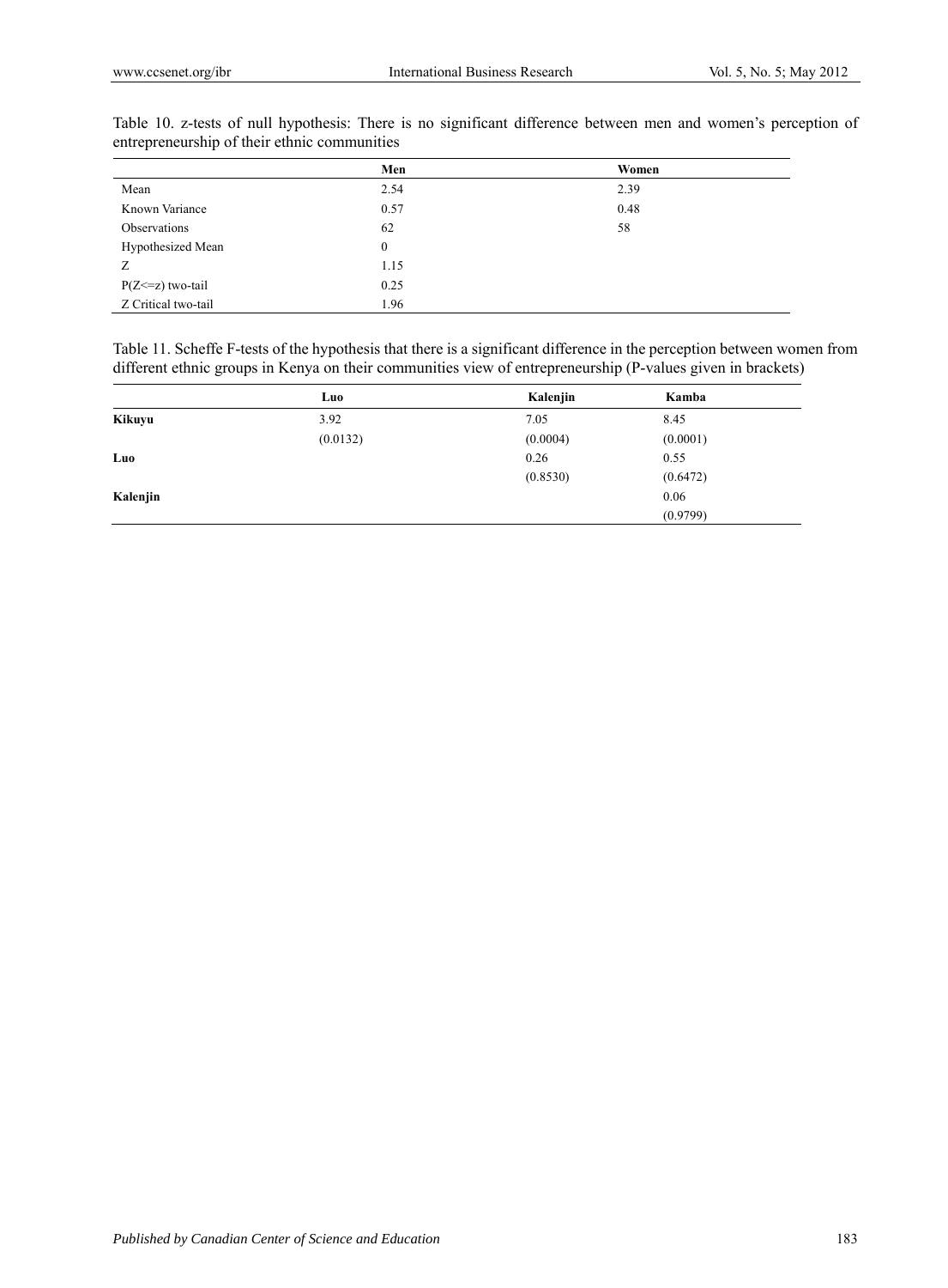Table 10. z-tests of null hypothesis: There is no significant difference between men and women's perception of entrepreneurship of their ethnic communities

| | Men | Women |
|---|---|---|
| Mean | 2.54 | 2.39 |
| Known Variance | 0.57 | 0.48 |
| Observations | 62 | 58 |
| Hypothesized Mean | 0 | |
| Z | 1.15 | |
| P(Z<=z) two-tail | 0.25 | |
| Z Critical two-tail | 1.96 | |

Table 11. Scheffe F-tests of the hypothesis that there is a significant difference in the perception between women from different ethnic groups in Kenya on their communities view of entrepreneurship (P-values given in brackets)

| | Luo | Kalenjin | Kamba |
|---|---|---|---|
| **Kikuyu** | 3.92 | 7.05 | 8.45 |
| | (0.0132) | (0.0004) | (0.0001) |
| **Luo** | | 0.26 | 0.55 |
| | | (0.8530) | (0.6472) |
| **Kalenjin** | | | 0.06 |
| | | | (0.9799) |